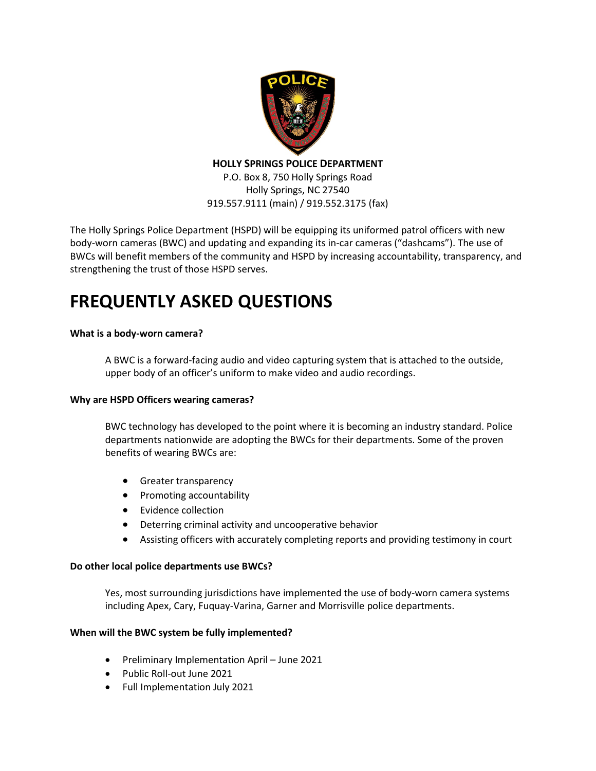**HOLLY SPRINGS POLICE DEPARTMENT**
P.O. Box 8, 750 Holly Springs Road
Holly Springs, NC 27540
919.557.9111 (main) / 919.552.3175 (fax)

The Holly Springs Police Department (HSPD) will be equipping its uniformed patrol officers with new body-worn cameras (BWC) and updating and expanding its in-car cameras ("dashcams"). The use of BWCs will benefit members of the community and HSPD by increasing accountability, transparency, and strengthening the trust of those HSPD serves.

# FREQUENTLY ASKED QUESTIONS

**What is a body-worn camera?**

A BWC is a forward-facing audio and video capturing system that is attached to the outside, upper body of an officer's uniform to make video and audio recordings.

**Why are HSPD Officers wearing cameras?**

BWC technology has developed to the point where it is becoming an industry standard. Police departments nationwide are adopting the BWCs for their departments. Some of the proven benefits of wearing BWCs are:

- Greater transparency
- Promoting accountability
- Evidence collection
- Deterring criminal activity and uncooperative behavior
- Assisting officers with accurately completing reports and providing testimony in court

**Do other local police departments use BWCs?**

Yes, most surrounding jurisdictions have implemented the use of body-worn camera systems including Apex, Cary, Fuquay-Varina, Garner and Morrisville police departments.

**When will the BWC system be fully implemented?**

- Preliminary Implementation April – June 2021
- Public Roll-out June 2021
- Full Implementation July 2021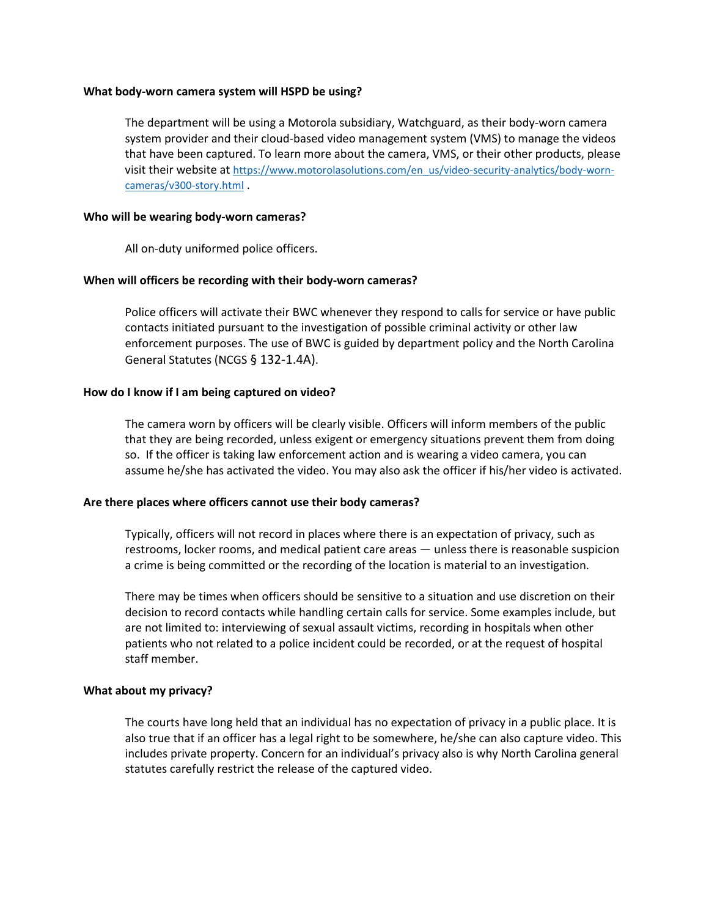**What body-worn camera system will HSPD be using?**

The department will be using a Motorola subsidiary, Watchguard, as their body-worn camera system provider and their cloud-based video management system (VMS) to manage the videos that have been captured. To learn more about the camera, VMS, or their other products, please visit their website at [https://www.motorolasolutions.com/en_us/video-security-analytics/body-worn-cameras/v300-story.html](https://www.motorolasolutions.com/en_us/video-security-analytics/body-worn-cameras/v300-story.html) .

**Who will be wearing body-worn cameras?**

All on-duty uniformed police officers.

**When will officers be recording with their body-worn cameras?**

Police officers will activate their BWC whenever they respond to calls for service or have public contacts initiated pursuant to the investigation of possible criminal activity or other law enforcement purposes. The use of BWC is guided by department policy and the North Carolina General Statutes (NCGS § 132-1.4A).

**How do I know if I am being captured on video?**

The camera worn by officers will be clearly visible. Officers will inform members of the public that they are being recorded, unless exigent or emergency situations prevent them from doing so. If the officer is taking law enforcement action and is wearing a video camera, you can assume he/she has activated the video. You may also ask the officer if his/her video is activated.

**Are there places where officers cannot use their body cameras?**

Typically, officers will not record in places where there is an expectation of privacy, such as restrooms, locker rooms, and medical patient care areas — unless there is reasonable suspicion a crime is being committed or the recording of the location is material to an investigation.

There may be times when officers should be sensitive to a situation and use discretion on their decision to record contacts while handling certain calls for service. Some examples include, but are not limited to: interviewing of sexual assault victims, recording in hospitals when other patients who not related to a police incident could be recorded, or at the request of hospital staff member.

**What about my privacy?**

The courts have long held that an individual has no expectation of privacy in a public place. It is also true that if an officer has a legal right to be somewhere, he/she can also capture video. This includes private property. Concern for an individual's privacy also is why North Carolina general statutes carefully restrict the release of the captured video.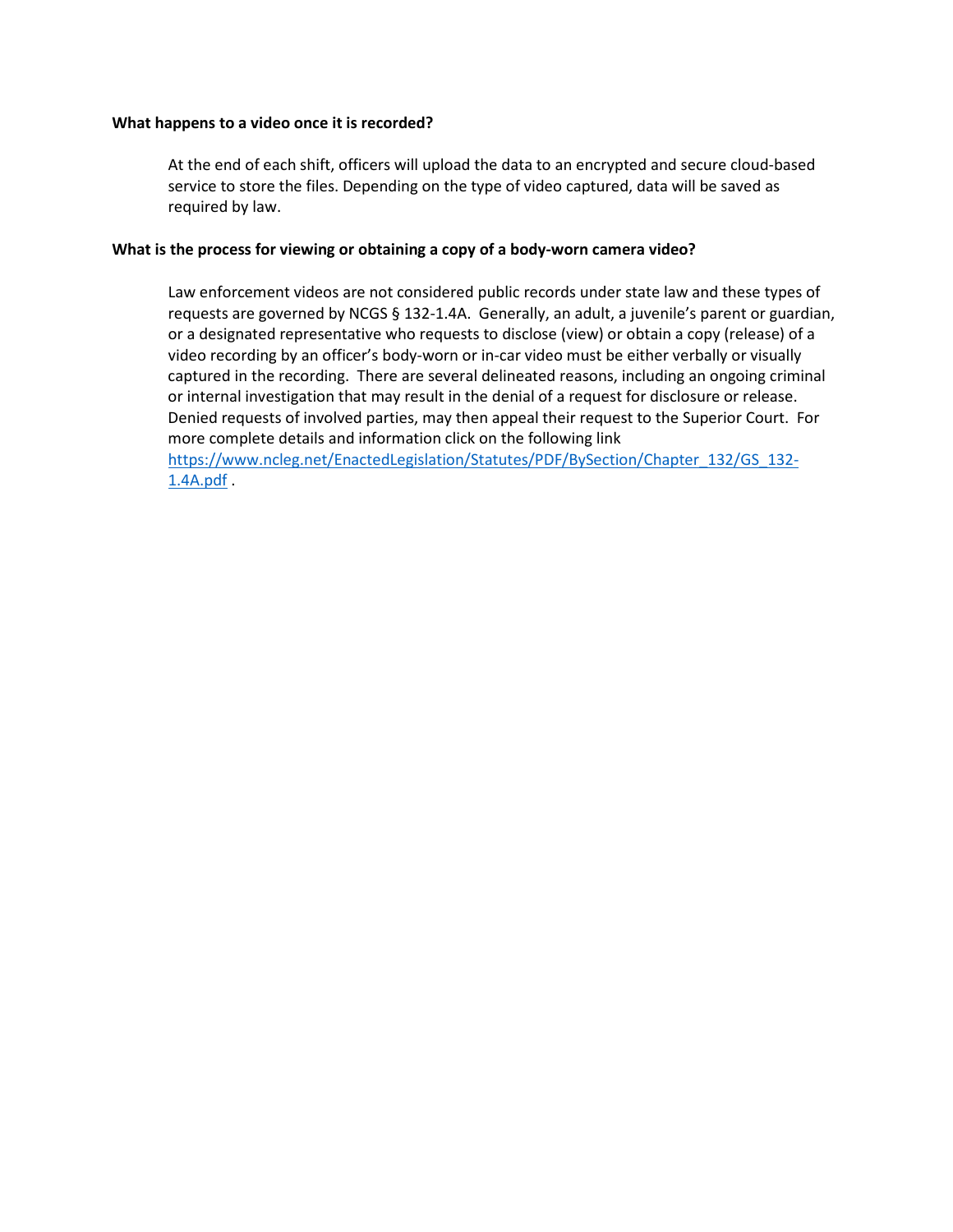**What happens to a video once it is recorded?**

At the end of each shift, officers will upload the data to an encrypted and secure cloud-based service to store the files. Depending on the type of video captured, data will be saved as required by law.

**What is the process for viewing or obtaining a copy of a body-worn camera video?**

Law enforcement videos are not considered public records under state law and these types of requests are governed by NCGS § 132-1.4A. Generally, an adult, a juvenile's parent or guardian, or a designated representative who requests to disclose (view) or obtain a copy (release) of a video recording by an officer's body-worn or in-car video must be either verbally or visually captured in the recording. There are several delineated reasons, including an ongoing criminal or internal investigation that may result in the denial of a request for disclosure or release. Denied requests of involved parties, may then appeal their request to the Superior Court. For more complete details and information click on the following link [https://www.ncleg.net/EnactedLegislation/Statutes/PDF/BySection/Chapter_132/GS_132-1.4A.pdf](https://www.ncleg.net/EnactedLegislation/Statutes/PDF/BySection/Chapter_132/GS_132-1.4A.pdf) .